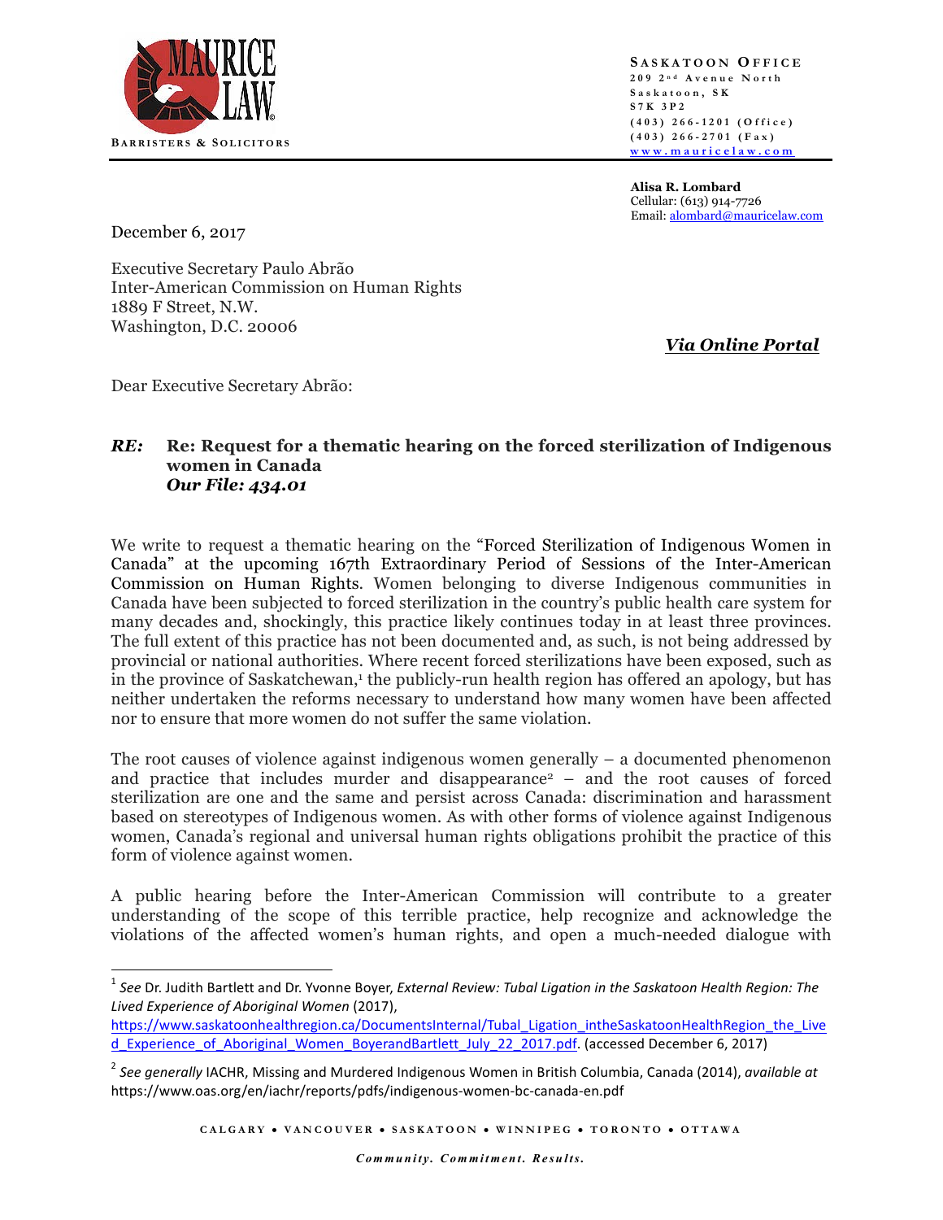**MAURICE LAW**

BARRISTERS & SOLICITORS

**SASKATOON OFFICE**
209 2nd Avenue North
Saskatoon, SK
S7K 3P2
(403) 266-1201 (Office)
(403) 266-2701 (Fax)
www.mauricelaw.com

**Alisa R. Lombard**
Cellular: (613) 914-7726
Email: alombard@mauricelaw.com

December 6, 2017

Executive Secretary Paulo Abrão
Inter-American Commission on Human Rights
1889 F Street, N.W.
Washington, D.C. 20006

***Via Online Portal***

Dear Executive Secretary Abrão:

***RE:*** **Re: Request for a thematic hearing on the forced sterilization of Indigenous women in Canada**
***Our File: 434.01***

We write to request a thematic hearing on the "Forced Sterilization of Indigenous Women in Canada" at the upcoming 167th Extraordinary Period of Sessions of the Inter-American Commission on Human Rights. Women belonging to diverse Indigenous communities in Canada have been subjected to forced sterilization in the country's public health care system for many decades and, shockingly, this practice likely continues today in at least three provinces. The full extent of this practice has not been documented and, as such, is not being addressed by provincial or national authorities. Where recent forced sterilizations have been exposed, such as in the province of Saskatchewan,[1] the publicly-run health region has offered an apology, but has neither undertaken the reforms necessary to understand how many women have been affected nor to ensure that more women do not suffer the same violation.

The root causes of violence against indigenous women generally – a documented phenomenon and practice that includes murder and disappearance[2] – and the root causes of forced sterilization are one and the same and persist across Canada: discrimination and harassment based on stereotypes of Indigenous women. As with other forms of violence against Indigenous women, Canada's regional and universal human rights obligations prohibit the practice of this form of violence against women.

A public hearing before the Inter-American Commission will contribute to a greater understanding of the scope of this terrible practice, help recognize and acknowledge the violations of the affected women's human rights, and open a much-needed dialogue with

---

[1] *See* Dr. Judith Bartlett and Dr. Yvonne Boyer, *External Review: Tubal Ligation in the Saskatoon Health Region: The Lived Experience of Aboriginal Women* (2017), https://www.saskatoonhealthregion.ca/DocumentsInternal/Tubal_Ligation_intheSaskatoonHealthRegion_the_Lived_Experience_of_Aboriginal_Women_BoyerandBartlett_July_22_2017.pdf. (accessed December 6, 2017)

[2] *See generally* IACHR, Missing and Murdered Indigenous Women in British Columbia, Canada (2014), *available at* https://www.oas.org/en/iachr/reports/pdfs/indigenous-women-bc-canada-en.pdf

CALGARY • VANCOUVER • SASKATOON • WINNIPEG • TORONTO • OTTAWA

*Community. Commitment. Results.*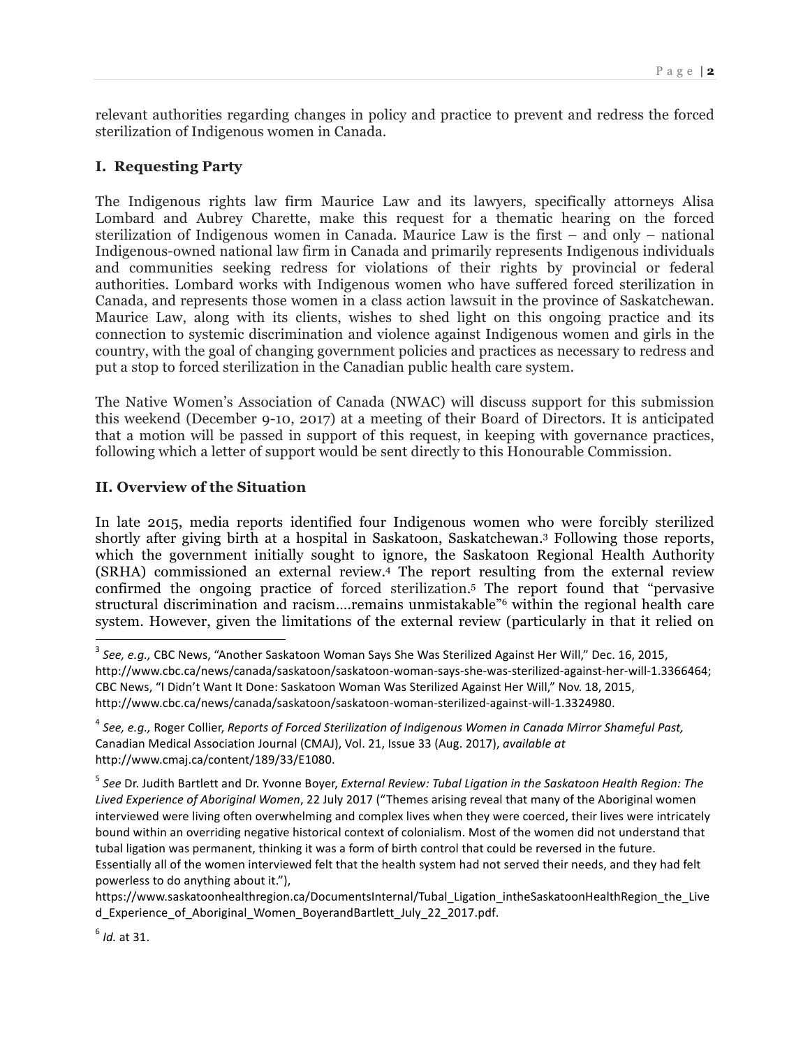relevant authorities regarding changes in policy and practice to prevent and redress the forced sterilization of Indigenous women in Canada.

## I. Requesting Party

The Indigenous rights law firm Maurice Law and its lawyers, specifically attorneys Alisa Lombard and Aubrey Charette, make this request for a thematic hearing on the forced sterilization of Indigenous women in Canada. Maurice Law is the first – and only – national Indigenous-owned national law firm in Canada and primarily represents Indigenous individuals and communities seeking redress for violations of their rights by provincial or federal authorities. Lombard works with Indigenous women who have suffered forced sterilization in Canada, and represents those women in a class action lawsuit in the province of Saskatchewan. Maurice Law, along with its clients, wishes to shed light on this ongoing practice and its connection to systemic discrimination and violence against Indigenous women and girls in the country, with the goal of changing government policies and practices as necessary to redress and put a stop to forced sterilization in the Canadian public health care system.

The Native Women's Association of Canada (NWAC) will discuss support for this submission this weekend (December 9-10, 2017) at a meeting of their Board of Directors. It is anticipated that a motion will be passed in support of this request, in keeping with governance practices, following which a letter of support would be sent directly to this Honourable Commission.

## II. Overview of the Situation

In late 2015, media reports identified four Indigenous women who were forcibly sterilized shortly after giving birth at a hospital in Saskatoon, Saskatchewan.[3] Following those reports, which the government initially sought to ignore, the Saskatoon Regional Health Authority (SRHA) commissioned an external review.[4] The report resulting from the external review confirmed the ongoing practice of forced sterilization.[5] The report found that "pervasive structural discrimination and racism….remains unmistakable"[6] within the regional health care system. However, given the limitations of the external review (particularly in that it relied on

---

[3] *See, e.g.,* CBC News, "Another Saskatoon Woman Says She Was Sterilized Against Her Will," Dec. 16, 2015, http://www.cbc.ca/news/canada/saskatoon/saskatoon-woman-says-she-was-sterilized-against-her-will-1.3366464; CBC News, "I Didn't Want It Done: Saskatoon Woman Was Sterilized Against Her Will," Nov. 18, 2015, http://www.cbc.ca/news/canada/saskatoon/saskatoon-woman-sterilized-against-will-1.3324980.

[4] *See, e.g.,* Roger Collier, *Reports of Forced Sterilization of Indigenous Women in Canada Mirror Shameful Past,* Canadian Medical Association Journal (CMAJ), Vol. 21, Issue 33 (Aug. 2017), *available at* http://www.cmaj.ca/content/189/33/E1080.

[5] *See* Dr. Judith Bartlett and Dr. Yvonne Boyer, *External Review: Tubal Ligation in the Saskatoon Health Region: The Lived Experience of Aboriginal Women*, 22 July 2017 ("Themes arising reveal that many of the Aboriginal women interviewed were living often overwhelming and complex lives when they were coerced, their lives were intricately bound within an overriding negative historical context of colonialism. Most of the women did not understand that tubal ligation was permanent, thinking it was a form of birth control that could be reversed in the future. Essentially all of the women interviewed felt that the health system had not served their needs, and they had felt powerless to do anything about it."), https://www.saskatoonhealthregion.ca/DocumentsInternal/Tubal_Ligation_intheSaskatoonHealthRegion_the_Lived_Experience_of_Aboriginal_Women_BoyerandBartlett_July_22_2017.pdf.

[6] *Id.* at 31.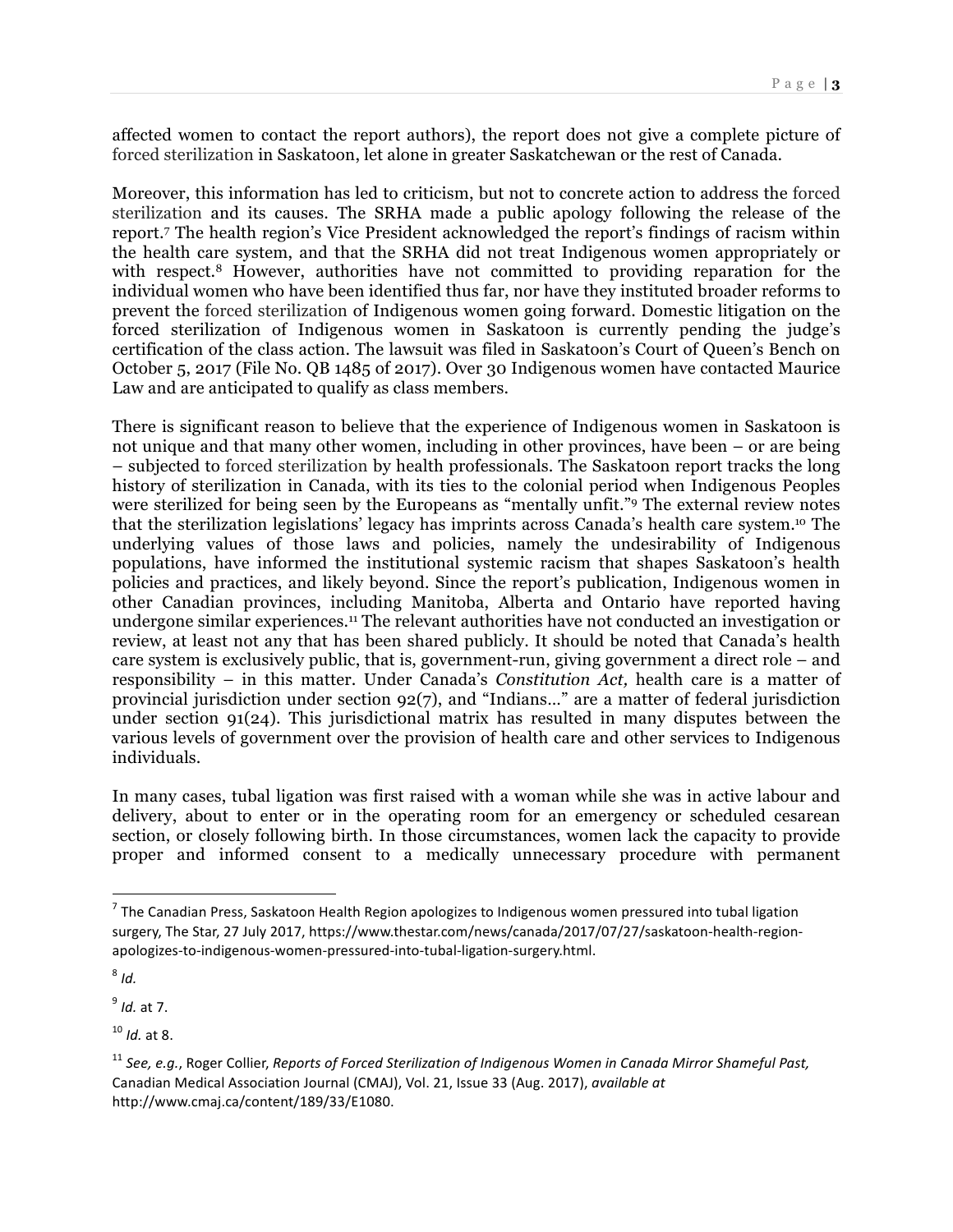affected women to contact the report authors), the report does not give a complete picture of forced sterilization in Saskatoon, let alone in greater Saskatchewan or the rest of Canada.

Moreover, this information has led to criticism, but not to concrete action to address the forced sterilization and its causes. The SRHA made a public apology following the release of the report.[7] The health region's Vice President acknowledged the report's findings of racism within the health care system, and that the SRHA did not treat Indigenous women appropriately or with respect.[8] However, authorities have not committed to providing reparation for the individual women who have been identified thus far, nor have they instituted broader reforms to prevent the forced sterilization of Indigenous women going forward. Domestic litigation on the forced sterilization of Indigenous women in Saskatoon is currently pending the judge's certification of the class action. The lawsuit was filed in Saskatoon's Court of Queen's Bench on October 5, 2017 (File No. QB 1485 of 2017). Over 30 Indigenous women have contacted Maurice Law and are anticipated to qualify as class members.

There is significant reason to believe that the experience of Indigenous women in Saskatoon is not unique and that many other women, including in other provinces, have been – or are being – subjected to forced sterilization by health professionals. The Saskatoon report tracks the long history of sterilization in Canada, with its ties to the colonial period when Indigenous Peoples were sterilized for being seen by the Europeans as "mentally unfit."[9] The external review notes that the sterilization legislations' legacy has imprints across Canada's health care system.[10] The underlying values of those laws and policies, namely the undesirability of Indigenous populations, have informed the institutional systemic racism that shapes Saskatoon's health policies and practices, and likely beyond. Since the report's publication, Indigenous women in other Canadian provinces, including Manitoba, Alberta and Ontario have reported having undergone similar experiences.[11] The relevant authorities have not conducted an investigation or review, at least not any that has been shared publicly. It should be noted that Canada's health care system is exclusively public, that is, government-run, giving government a direct role – and responsibility – in this matter. Under Canada's *Constitution Act,* health care is a matter of provincial jurisdiction under section 92(7), and "Indians…" are a matter of federal jurisdiction under section 91(24). This jurisdictional matrix has resulted in many disputes between the various levels of government over the provision of health care and other services to Indigenous individuals.

In many cases, tubal ligation was first raised with a woman while she was in active labour and delivery, about to enter or in the operating room for an emergency or scheduled cesarean section, or closely following birth. In those circumstances, women lack the capacity to provide proper and informed consent to a medically unnecessary procedure with permanent

---

[7] The Canadian Press, Saskatoon Health Region apologizes to Indigenous women pressured into tubal ligation surgery, The Star, 27 July 2017, https://www.thestar.com/news/canada/2017/07/27/saskatoon-health-region-apologizes-to-indigenous-women-pressured-into-tubal-ligation-surgery.html.

[8] *Id.*

[9] *Id.* at 7.

[10] *Id.* at 8.

[11] *See, e.g.*, Roger Collier, *Reports of Forced Sterilization of Indigenous Women in Canada Mirror Shameful Past,* Canadian Medical Association Journal (CMAJ), Vol. 21, Issue 33 (Aug. 2017), *available at* http://www.cmaj.ca/content/189/33/E1080.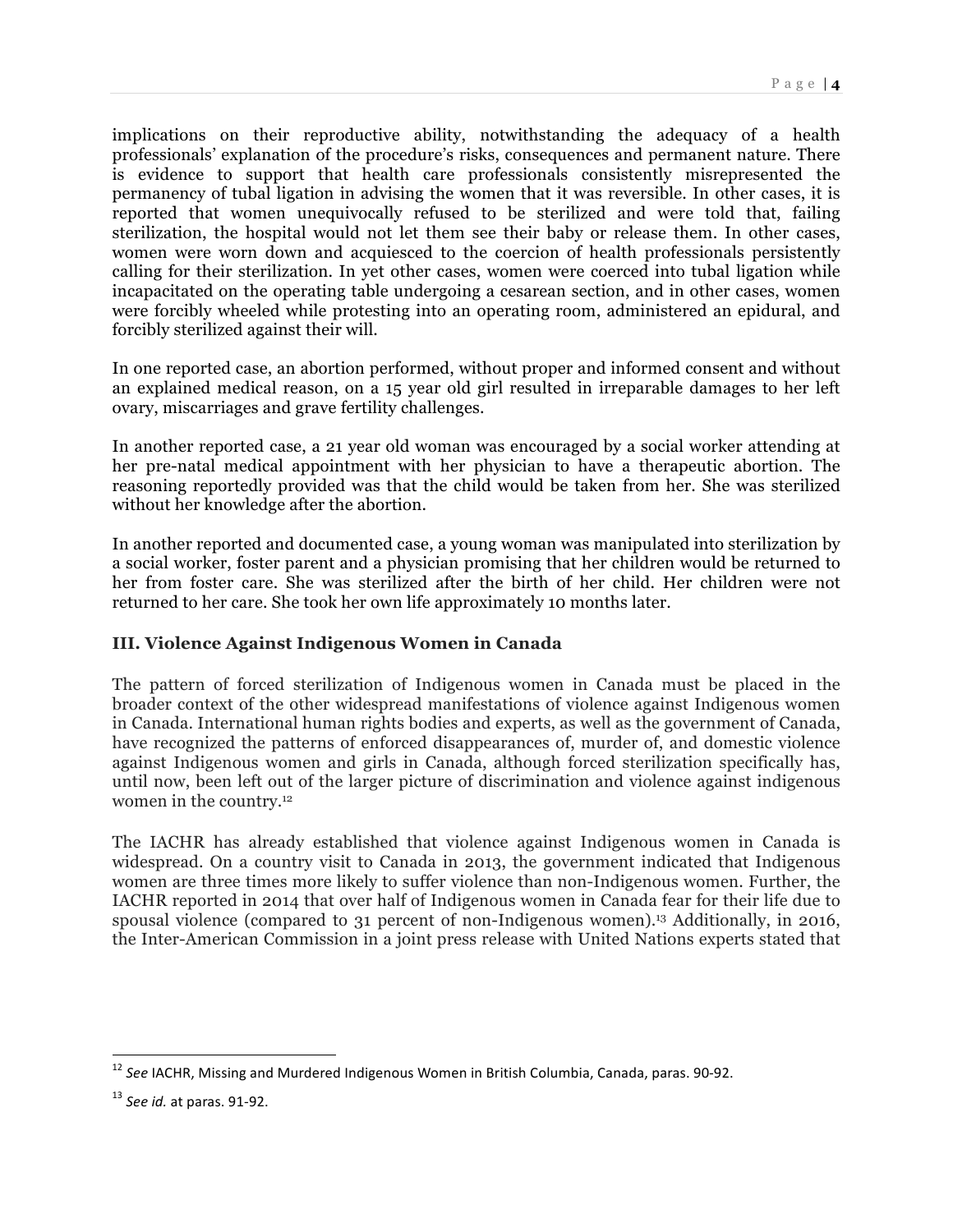implications on their reproductive ability, notwithstanding the adequacy of a health professionals' explanation of the procedure's risks, consequences and permanent nature. There is evidence to support that health care professionals consistently misrepresented the permanency of tubal ligation in advising the women that it was reversible. In other cases, it is reported that women unequivocally refused to be sterilized and were told that, failing sterilization, the hospital would not let them see their baby or release them. In other cases, women were worn down and acquiesced to the coercion of health professionals persistently calling for their sterilization. In yet other cases, women were coerced into tubal ligation while incapacitated on the operating table undergoing a cesarean section, and in other cases, women were forcibly wheeled while protesting into an operating room, administered an epidural, and forcibly sterilized against their will.

In one reported case, an abortion performed, without proper and informed consent and without an explained medical reason, on a 15 year old girl resulted in irreparable damages to her left ovary, miscarriages and grave fertility challenges.

In another reported case, a 21 year old woman was encouraged by a social worker attending at her pre-natal medical appointment with her physician to have a therapeutic abortion. The reasoning reportedly provided was that the child would be taken from her. She was sterilized without her knowledge after the abortion.

In another reported and documented case, a young woman was manipulated into sterilization by a social worker, foster parent and a physician promising that her children would be returned to her from foster care. She was sterilized after the birth of her child. Her children were not returned to her care. She took her own life approximately 10 months later.

### III. Violence Against Indigenous Women in Canada

The pattern of forced sterilization of Indigenous women in Canada must be placed in the broader context of the other widespread manifestations of violence against Indigenous women in Canada. International human rights bodies and experts, as well as the government of Canada, have recognized the patterns of enforced disappearances of, murder of, and domestic violence against Indigenous women and girls in Canada, although forced sterilization specifically has, until now, been left out of the larger picture of discrimination and violence against indigenous women in the country.[12]

The IACHR has already established that violence against Indigenous women in Canada is widespread. On a country visit to Canada in 2013, the government indicated that Indigenous women are three times more likely to suffer violence than non-Indigenous women. Further, the IACHR reported in 2014 that over half of Indigenous women in Canada fear for their life due to spousal violence (compared to 31 percent of non-Indigenous women).[13] Additionally, in 2016, the Inter-American Commission in a joint press release with United Nations experts stated that

---

[12] *See* IACHR, Missing and Murdered Indigenous Women in British Columbia, Canada, paras. 90-92.

[13] *See id.* at paras. 91-92.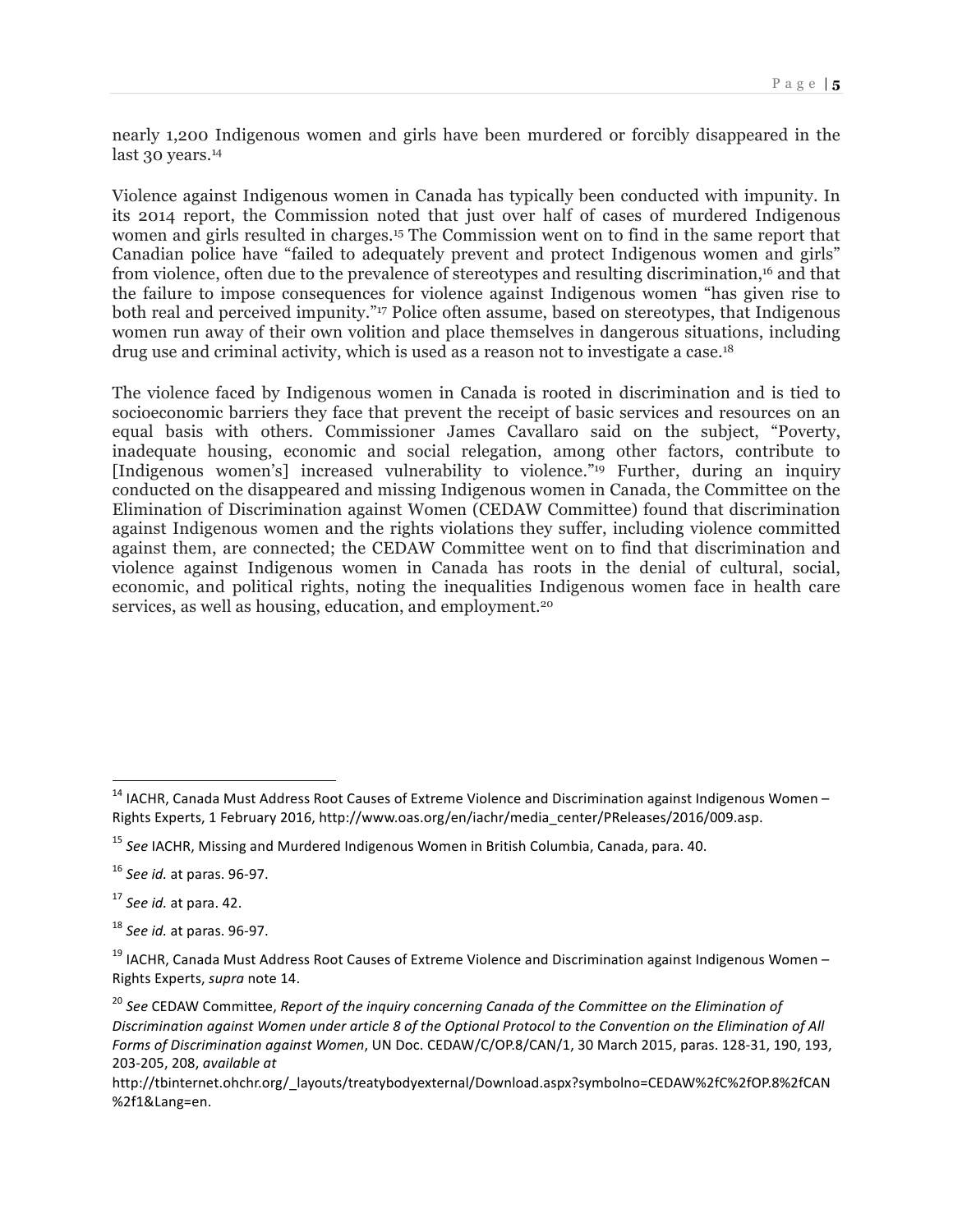nearly 1,200 Indigenous women and girls have been murdered or forcibly disappeared in the last 30 years.[14]

Violence against Indigenous women in Canada has typically been conducted with impunity. In its 2014 report, the Commission noted that just over half of cases of murdered Indigenous women and girls resulted in charges.[15] The Commission went on to find in the same report that Canadian police have "failed to adequately prevent and protect Indigenous women and girls" from violence, often due to the prevalence of stereotypes and resulting discrimination,[16] and that the failure to impose consequences for violence against Indigenous women "has given rise to both real and perceived impunity."[17] Police often assume, based on stereotypes, that Indigenous women run away of their own volition and place themselves in dangerous situations, including drug use and criminal activity, which is used as a reason not to investigate a case.[18]

The violence faced by Indigenous women in Canada is rooted in discrimination and is tied to socioeconomic barriers they face that prevent the receipt of basic services and resources on an equal basis with others. Commissioner James Cavallaro said on the subject, "Poverty, inadequate housing, economic and social relegation, among other factors, contribute to [Indigenous women's] increased vulnerability to violence."[19] Further, during an inquiry conducted on the disappeared and missing Indigenous women in Canada, the Committee on the Elimination of Discrimination against Women (CEDAW Committee) found that discrimination against Indigenous women and the rights violations they suffer, including violence committed against them, are connected; the CEDAW Committee went on to find that discrimination and violence against Indigenous women in Canada has roots in the denial of cultural, social, economic, and political rights, noting the inequalities Indigenous women face in health care services, as well as housing, education, and employment.[20]

---

[14] IACHR, Canada Must Address Root Causes of Extreme Violence and Discrimination against Indigenous Women – Rights Experts, 1 February 2016, http://www.oas.org/en/iachr/media_center/PReleases/2016/009.asp.

[15] *See* IACHR, Missing and Murdered Indigenous Women in British Columbia, Canada, para. 40.

[16] *See id.* at paras. 96-97.

[17] *See id.* at para. 42.

[18] *See id.* at paras. 96-97.

[19] IACHR, Canada Must Address Root Causes of Extreme Violence and Discrimination against Indigenous Women – Rights Experts, *supra* note 14.

[20] *See* CEDAW Committee, *Report of the inquiry concerning Canada of the Committee on the Elimination of Discrimination against Women under article 8 of the Optional Protocol to the Convention on the Elimination of All Forms of Discrimination against Women*, UN Doc. CEDAW/C/OP.8/CAN/1, 30 March 2015, paras. 128-31, 190, 193, 203-205, 208, *available at* http://tbinternet.ohchr.org/_layouts/treatybodyexternal/Download.aspx?symbolno=CEDAW%2fC%2fOP.8%2fCAN%2f1&Lang=en.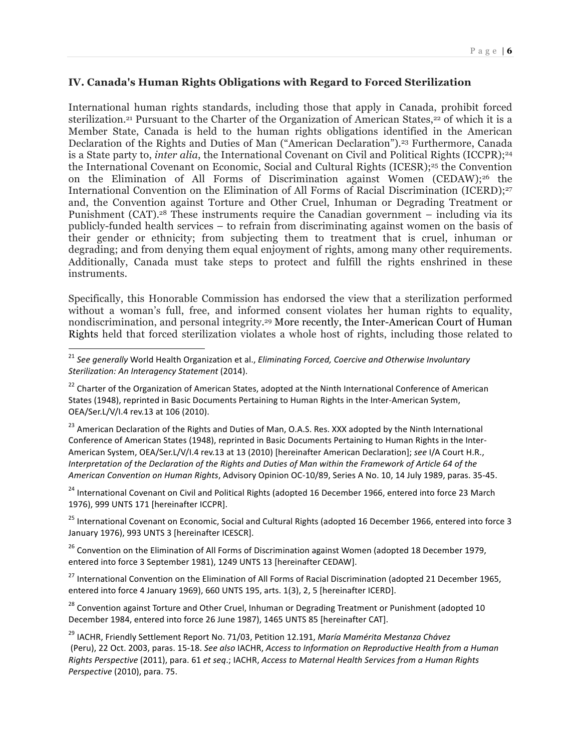## IV. Canada's Human Rights Obligations with Regard to Forced Sterilization

International human rights standards, including those that apply in Canada, prohibit forced sterilization.[21] Pursuant to the Charter of the Organization of American States,[22] of which it is a Member State, Canada is held to the human rights obligations identified in the American Declaration of the Rights and Duties of Man ("American Declaration").[23] Furthermore, Canada is a State party to, *inter alia*, the International Covenant on Civil and Political Rights (ICCPR);[24] the International Covenant on Economic, Social and Cultural Rights (ICESR);[25] the Convention on the Elimination of All Forms of Discrimination against Women (CEDAW);[26] the International Convention on the Elimination of All Forms of Racial Discrimination (ICERD);[27] and, the Convention against Torture and Other Cruel, Inhuman or Degrading Treatment or Punishment (CAT).[28] These instruments require the Canadian government – including via its publicly-funded health services – to refrain from discriminating against women on the basis of their gender or ethnicity; from subjecting them to treatment that is cruel, inhuman or degrading; and from denying them equal enjoyment of rights, among many other requirements. Additionally, Canada must take steps to protect and fulfill the rights enshrined in these instruments.

Specifically, this Honorable Commission has endorsed the view that a sterilization performed without a woman's full, free, and informed consent violates her human rights to equality, nondiscrimination, and personal integrity.[29] More recently, the Inter-American Court of Human Rights held that forced sterilization violates a whole host of rights, including those related to

---

[21] *See generally* World Health Organization et al., *Eliminating Forced, Coercive and Otherwise Involuntary Sterilization: An Interagency Statement* (2014).

[22] Charter of the Organization of American States, adopted at the Ninth International Conference of American States (1948), reprinted in Basic Documents Pertaining to Human Rights in the Inter-American System, OEA/Ser.L/V/I.4 rev.13 at 106 (2010).

[23] American Declaration of the Rights and Duties of Man, O.A.S. Res. XXX adopted by the Ninth International Conference of American States (1948), reprinted in Basic Documents Pertaining to Human Rights in the Inter-American System, OEA/Ser.L/V/I.4 rev.13 at 13 (2010) [hereinafter American Declaration]; *see* I/A Court H.R., *Interpretation of the Declaration of the Rights and Duties of Man within the Framework of Article 64 of the American Convention on Human Rights*, Advisory Opinion OC-10/89, Series A No. 10, 14 July 1989, paras. 35-45.

[24] International Covenant on Civil and Political Rights (adopted 16 December 1966, entered into force 23 March 1976), 999 UNTS 171 [hereinafter ICCPR].

[25] International Covenant on Economic, Social and Cultural Rights (adopted 16 December 1966, entered into force 3 January 1976), 993 UNTS 3 [hereinafter ICESCR].

[26] Convention on the Elimination of All Forms of Discrimination against Women (adopted 18 December 1979, entered into force 3 September 1981), 1249 UNTS 13 [hereinafter CEDAW].

[27] International Convention on the Elimination of All Forms of Racial Discrimination (adopted 21 December 1965, entered into force 4 January 1969), 660 UNTS 195, arts. 1(3), 2, 5 [hereinafter ICERD].

[28] Convention against Torture and Other Cruel, Inhuman or Degrading Treatment or Punishment (adopted 10 December 1984, entered into force 26 June 1987), 1465 UNTS 85 [hereinafter CAT].

[29] IACHR, Friendly Settlement Report No. 71/03, Petition 12.191, *María Mamérita Mestanza Chávez* (Peru), 22 Oct. 2003, paras. 15-18. *See also* IACHR, *Access to Information on Reproductive Health from a Human Rights Perspective* (2011), para. 61 *et seq.*; IACHR, *Access to Maternal Health Services from a Human Rights Perspective* (2010), para. 75.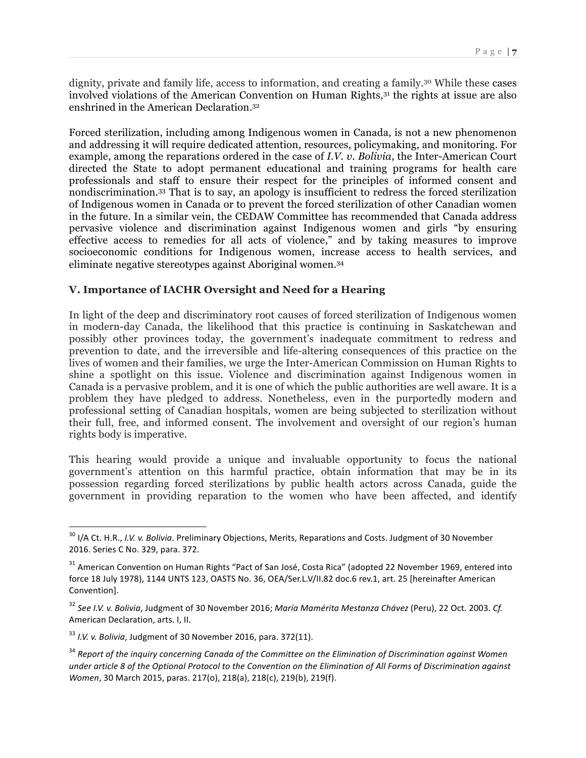dignity, private and family life, access to information, and creating a family.[30] While these cases involved violations of the American Convention on Human Rights,[31] the rights at issue are also enshrined in the American Declaration.[32]

Forced sterilization, including among Indigenous women in Canada, is not a new phenomenon and addressing it will require dedicated attention, resources, policymaking, and monitoring. For example, among the reparations ordered in the case of *I.V. v. Bolivia*, the Inter-American Court directed the State to adopt permanent educational and training programs for health care professionals and staff to ensure their respect for the principles of informed consent and nondiscrimination.[33] That is to say, an apology is insufficient to redress the forced sterilization of Indigenous women in Canada or to prevent the forced sterilization of other Canadian women in the future. In a similar vein, the CEDAW Committee has recommended that Canada address pervasive violence and discrimination against Indigenous women and girls "by ensuring effective access to remedies for all acts of violence," and by taking measures to improve socioeconomic conditions for Indigenous women, increase access to health services, and eliminate negative stereotypes against Aboriginal women.[34]

## V. Importance of IACHR Oversight and Need for a Hearing

In light of the deep and discriminatory root causes of forced sterilization of Indigenous women in modern-day Canada, the likelihood that this practice is continuing in Saskatchewan and possibly other provinces today, the government's inadequate commitment to redress and prevention to date, and the irreversible and life-altering consequences of this practice on the lives of women and their families, we urge the Inter-American Commission on Human Rights to shine a spotlight on this issue. Violence and discrimination against Indigenous women in Canada is a pervasive problem, and it is one of which the public authorities are well aware. It is a problem they have pledged to address. Nonetheless, even in the purportedly modern and professional setting of Canadian hospitals, women are being subjected to sterilization without their full, free, and informed consent. The involvement and oversight of our region's human rights body is imperative.

This hearing would provide a unique and invaluable opportunity to focus the national government's attention on this harmful practice, obtain information that may be in its possession regarding forced sterilizations by public health actors across Canada, guide the government in providing reparation to the women who have been affected, and identify

---

[30] I/A Ct. H.R., *I.V. v. Bolivia*. Preliminary Objections, Merits, Reparations and Costs. Judgment of 30 November 2016. Series C No. 329, para. 372.

[31] American Convention on Human Rights "Pact of San José, Costa Rica" (adopted 22 November 1969, entered into force 18 July 1978), 1144 UNTS 123, OASTS No. 36, OEA/Ser.L.V/II.82 doc.6 rev.1, art. 25 [hereinafter American Convention].

[32] *See I.V. v. Bolivia*, Judgment of 30 November 2016; *María Mamérita Mestanza Chávez* (Peru), 22 Oct. 2003. *Cf.* American Declaration, arts. I, II.

[33] *I.V. v. Bolivia*, Judgment of 30 November 2016, para. 372(11).

[34] *Report of the inquiry concerning Canada of the Committee on the Elimination of Discrimination against Women under article 8 of the Optional Protocol to the Convention on the Elimination of All Forms of Discrimination against Women*, 30 March 2015, paras. 217(o), 218(a), 218(c), 219(b), 219(f).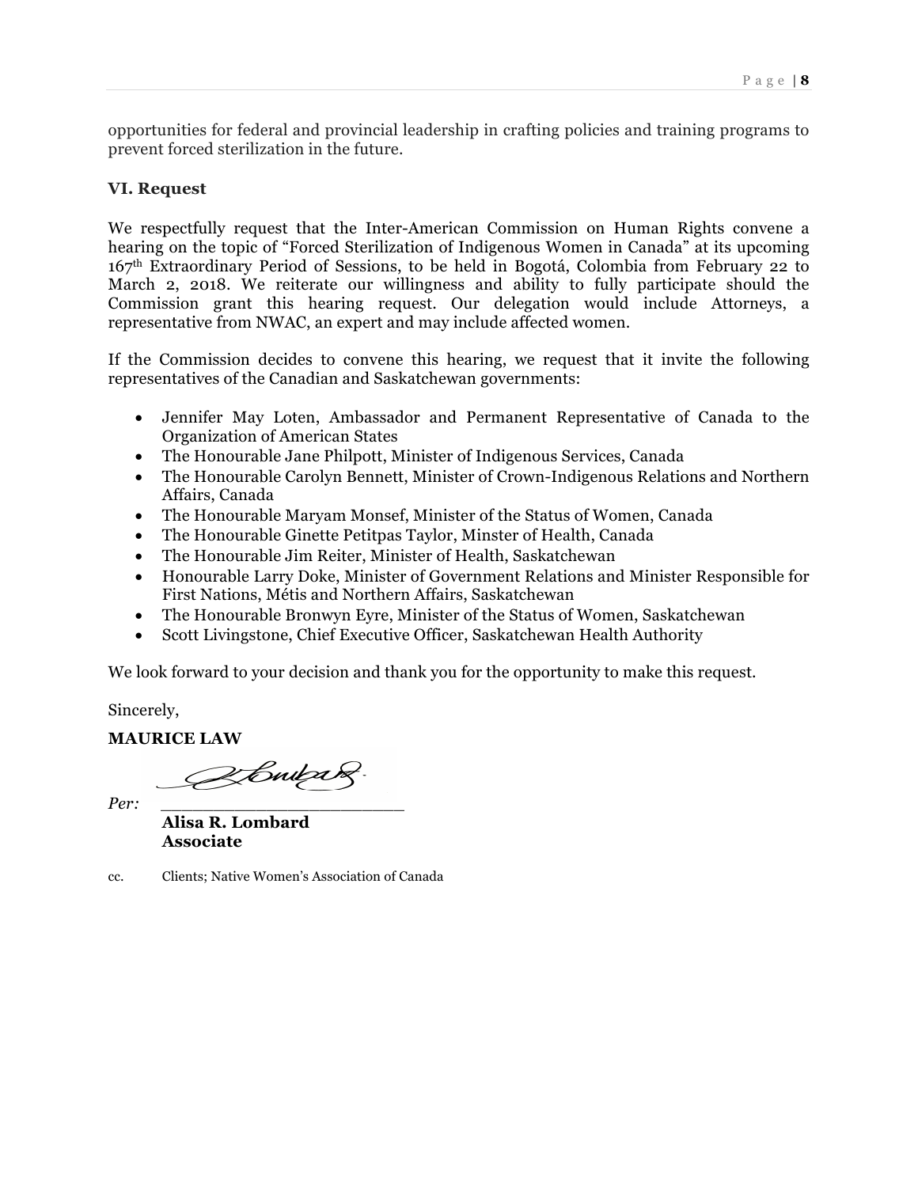opportunities for federal and provincial leadership in crafting policies and training programs to prevent forced sterilization in the future.

### VI. Request

We respectfully request that the Inter-American Commission on Human Rights convene a hearing on the topic of "Forced Sterilization of Indigenous Women in Canada" at its upcoming 167th Extraordinary Period of Sessions, to be held in Bogotá, Colombia from February 22 to March 2, 2018. We reiterate our willingness and ability to fully participate should the Commission grant this hearing request. Our delegation would include Attorneys, a representative from NWAC, an expert and may include affected women.

If the Commission decides to convene this hearing, we request that it invite the following representatives of the Canadian and Saskatchewan governments:

- Jennifer May Loten, Ambassador and Permanent Representative of Canada to the Organization of American States
- The Honourable Jane Philpott, Minister of Indigenous Services, Canada
- The Honourable Carolyn Bennett, Minister of Crown-Indigenous Relations and Northern Affairs, Canada
- The Honourable Maryam Monsef, Minister of the Status of Women, Canada
- The Honourable Ginette Petitpas Taylor, Minster of Health, Canada
- The Honourable Jim Reiter, Minister of Health, Saskatchewan
- Honourable Larry Doke, Minister of Government Relations and Minister Responsible for First Nations, Métis and Northern Affairs, Saskatchewan
- The Honourable Bronwyn Eyre, Minister of the Status of Women, Saskatchewan
- Scott Livingstone, Chief Executive Officer, Saskatchewan Health Authority

We look forward to your decision and thank you for the opportunity to make this request.

Sincerely,

**MAURICE LAW**

*Per:* \_\_\_\_\_\_\_\_\_\_\_\_\_\_\_\_\_\_\_\_\_\_\_\_

**Alisa R. Lombard**
**Associate**

cc. Clients; Native Women's Association of Canada